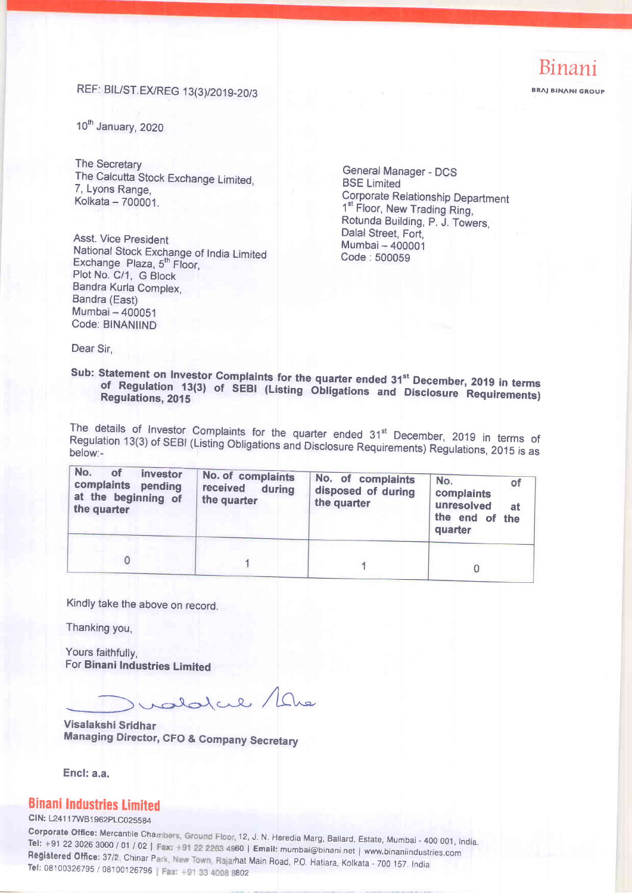Binani

BRAJ BINANI GROUP

REF: BIL/ST.EX/REG 13(3)/2019-20/3

10th January, 2020

The Secretary
The Calcutta Stock Exchange Limited,
7, Lyons Range,
Kolkata – 700001.

General Manager - DCS
BSE Limited
Corporate Relationship Department
1st Floor, New Trading Ring,
Rotunda Building, P. J. Towers,
Dalal Street, Fort,
Mumbai – 400001
Code : 500059

Asst. Vice President
National Stock Exchange of India Limited
Exchange Plaza, 5th Floor,
Plot No. C/1, G Block
Bandra Kurla Complex,
Bandra (East)
Mumbai – 400051
Code: BINANIIND

Dear Sir,

**Sub: Statement on Investor Complaints for the quarter ended 31st December, 2019 in terms of Regulation 13(3) of SEBI (Listing Obligations and Disclosure Requirements) Regulations, 2015**

The details of Investor Complaints for the quarter ended 31st December, 2019 in terms of Regulation 13(3) of SEBI (Listing Obligations and Disclosure Requirements) Regulations, 2015 is as below:-

| No. of investor complaints pending at the beginning of the quarter | No. of complaints received during the quarter | No. of complaints disposed of during the quarter | No. of complaints unresolved at the end of the quarter |
|---|---|---|---|
| 0 | 1 | 1 | 0 |

Kindly take the above on record.

Thanking you,

Yours faithfully,
For **Binani Industries Limited**

**Visalakshi Sridhar**
**Managing Director, CFO & Company Secretary**

**Encl: a.a.**

**Binani Industries Limited**
CIN: L24117WB1962PLC025584
**Corporate Office:** Mercantile Chambers, Ground Floor, 12, J. N. Heredia Marg, Ballard, Estate, Mumbai - 400 001, India.
Tel: +91 22 3026 3000 / 01 / 02 | **Fax:** +91 22 2263 4960 | **Email:** mumbai@binani.net | www.binaniindustries.com
**Registered Office:** 37/2, Chinar Park, New Town, Rajarhat Main Road, P.O. Hatiara, Kolkata - 700 157. India
Tel: 08100326795 / 08100126796 | **Fax:** +91 33 4008 8802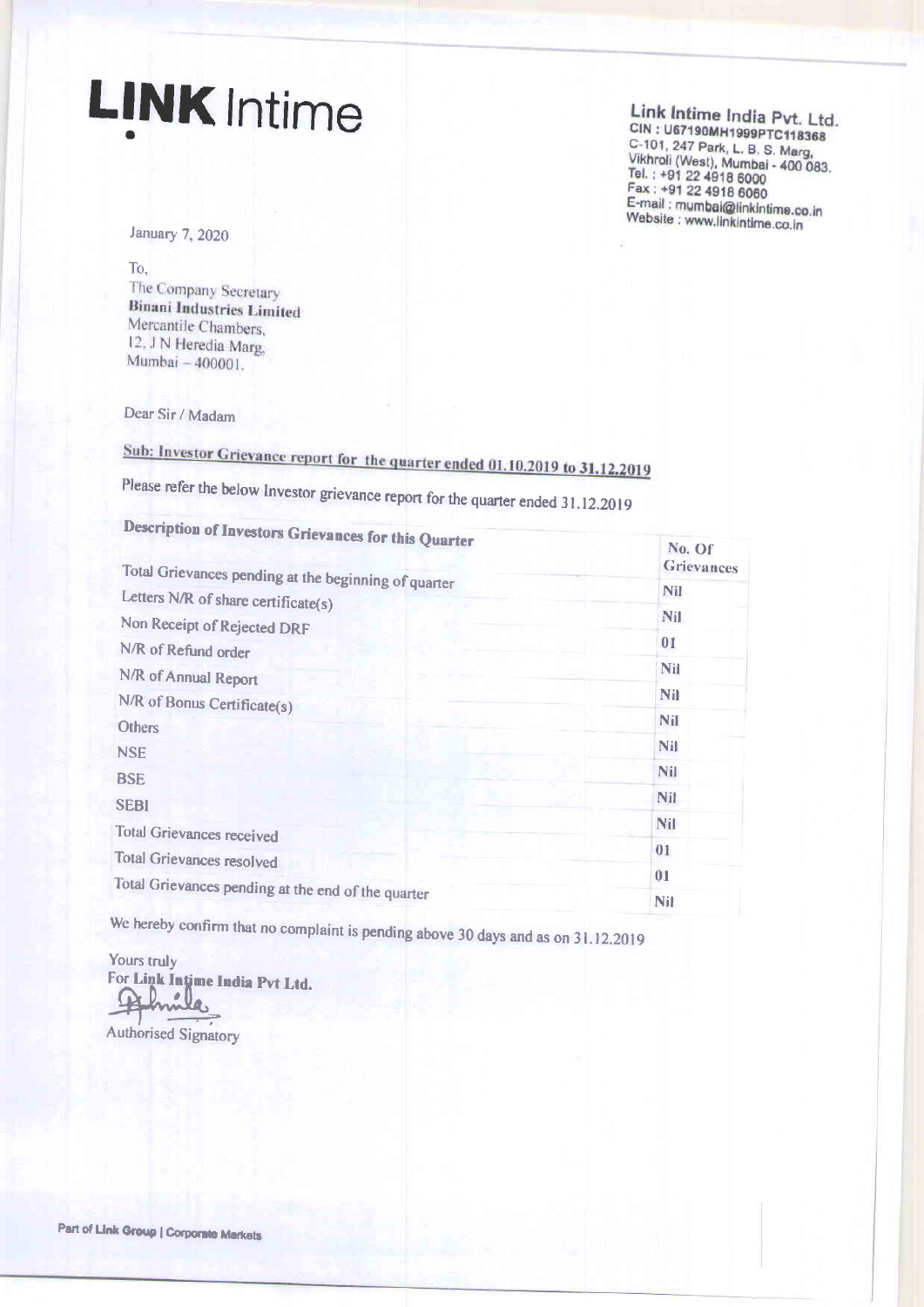# LINK Intime

**Link Intime India Pvt. Ltd.**
CIN : U67190MH1999PTC118368
C-101, 247 Park, L. B. S. Marg,
Vikhroli (West), Mumbai - 400 083.
Tel. : +91 22 4918 6000
Fax : +91 22 4918 6060
E-mail : mumbai@linkintime.co.in
Website : www.linkintime.co.in

January 7, 2020

To,
The Company Secretary
**Binani Industries Limited**
Mercantile Chambers,
12, J N Heredia Marg,
Mumbai – 400001.

Dear Sir / Madam

**Sub: Investor Grievance report for the quarter ended 01.10.2019 to 31.12.2019**

Please refer the below Investor grievance report for the quarter ended 31.12.2019

| Description of Investors Grievances for this Quarter | No. Of Grievances |
|---|---|
| Total Grievances pending at the beginning of quarter | Nil |
| Letters N/R of share certificate(s) | Nil |
| Non Receipt of Rejected DRF | 01 |
| N/R of Refund order | Nil |
| N/R of Annual Report | Nil |
| N/R of Bonus Certificate(s) | Nil |
| Others | Nil |
| NSE | Nil |
| BSE | Nil |
| SEBI | Nil |
| Total Grievances received | 01 |
| Total Grievances resolved | 01 |
| Total Grievances pending at the end of the quarter | Nil |

We hereby confirm that no complaint is pending above 30 days and as on 31.12.2019

Yours truly
For **Link Intime India Pvt Ltd.**

Authorised Signatory

Part of Link Group | Corporate Markets